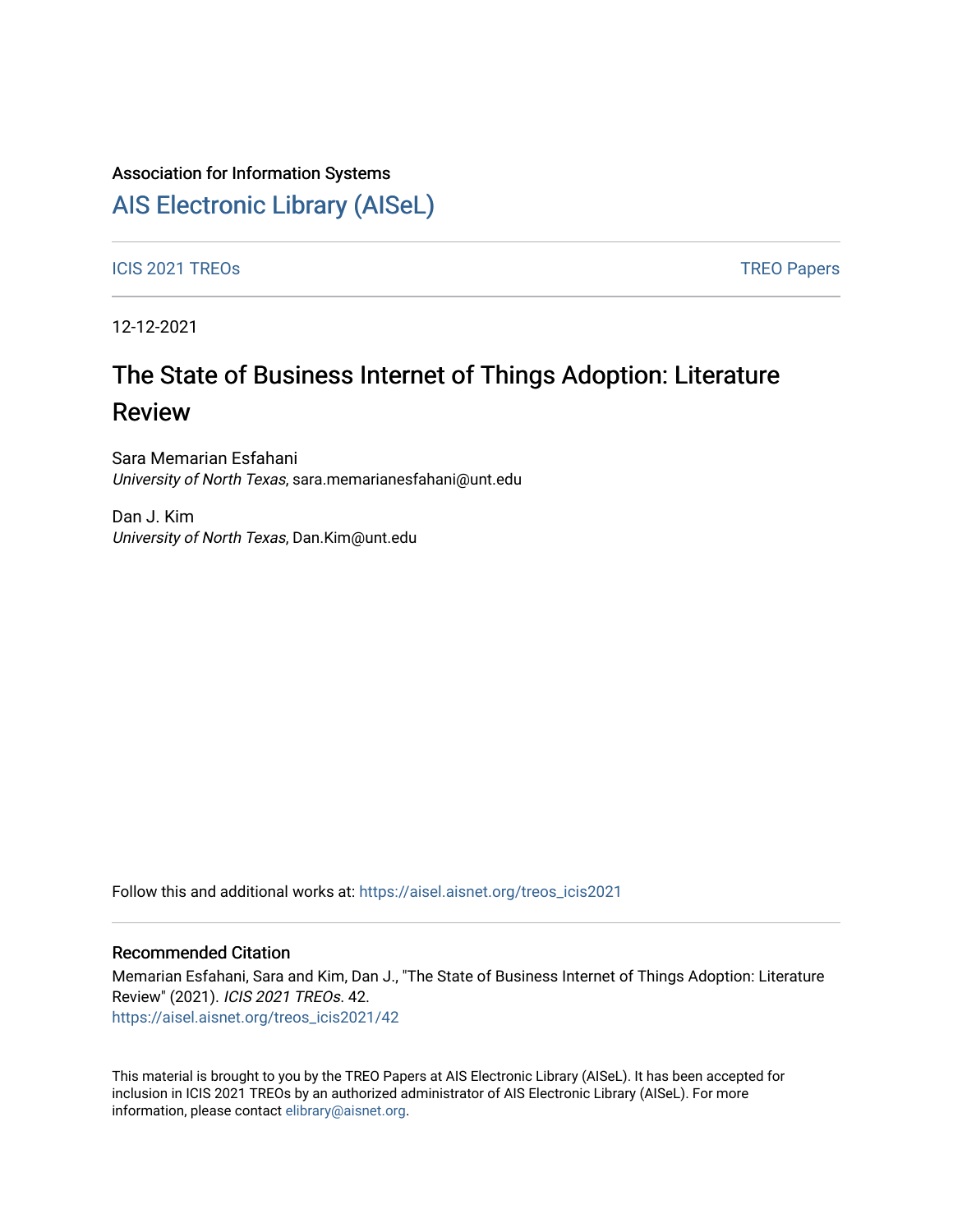Association for Information Systems

# AIS Electronic Library (AISeL)

ICIS 2021 TREOs

TREO Papers

12-12-2021

## The State of Business Internet of Things Adoption: Literature Review

Sara Memarian Esfahani
*University of North Texas*, sara.memarianesfahani@unt.edu

Dan J. Kim
*University of North Texas*, Dan.Kim@unt.edu

Follow this and additional works at: https://aisel.aisnet.org/treos_icis2021

### Recommended Citation

Memarian Esfahani, Sara and Kim, Dan J., "The State of Business Internet of Things Adoption: Literature Review" (2021). *ICIS 2021 TREOs*. 42.
https://aisel.aisnet.org/treos_icis2021/42

This material is brought to you by the TREO Papers at AIS Electronic Library (AISeL). It has been accepted for inclusion in ICIS 2021 TREOs by an authorized administrator of AIS Electronic Library (AISeL). For more information, please contact elibrary@aisnet.org.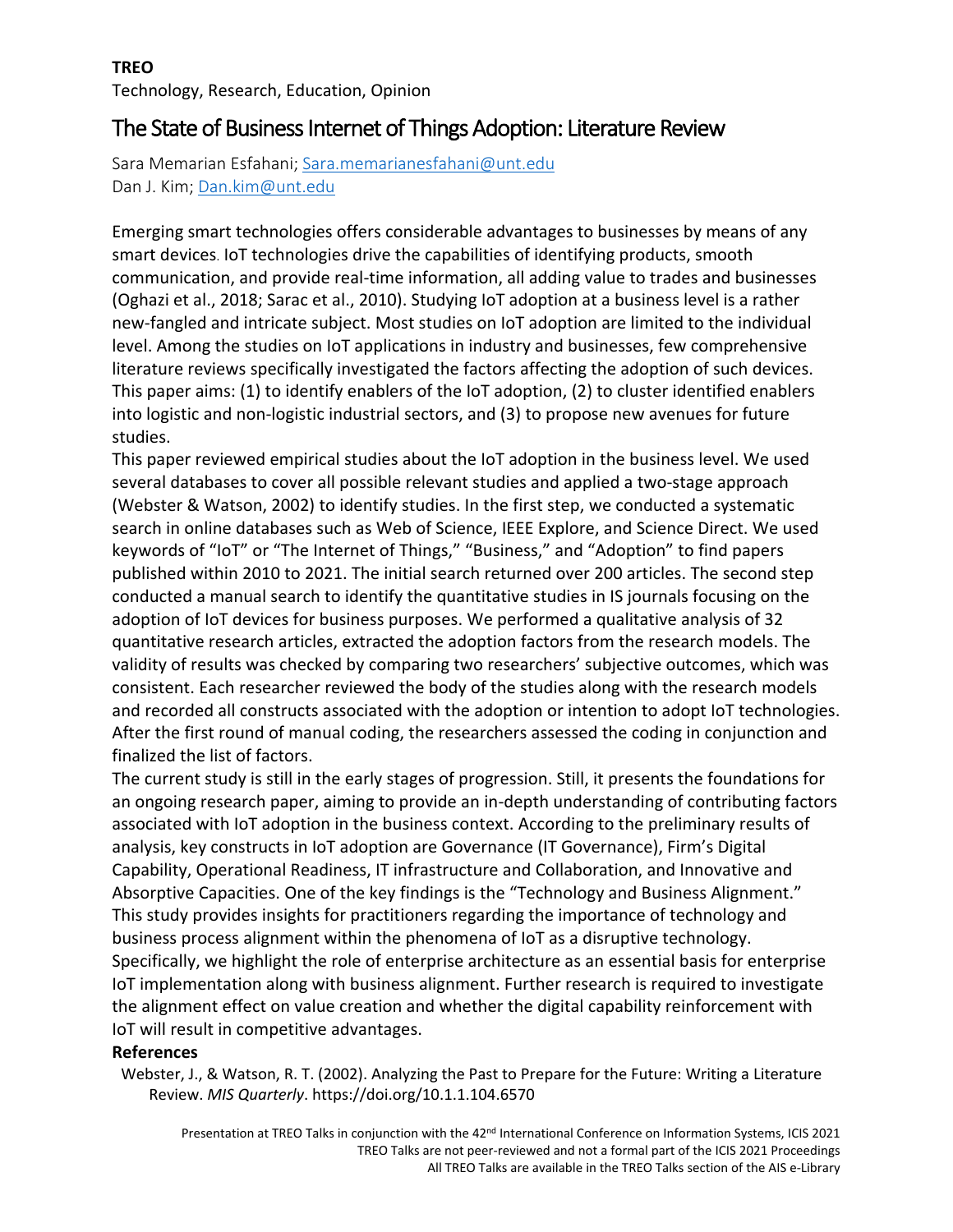**TREO**

Technology, Research, Education, Opinion

# The State of Business Internet of Things Adoption: Literature Review

Sara Memarian Esfahani; Sara.memarianesfahani@unt.edu
Dan J. Kim; Dan.kim@unt.edu

Emerging smart technologies offers considerable advantages to businesses by means of any smart devices. IoT technologies drive the capabilities of identifying products, smooth communication, and provide real-time information, all adding value to trades and businesses (Oghazi et al., 2018; Sarac et al., 2010). Studying IoT adoption at a business level is a rather new-fangled and intricate subject. Most studies on IoT adoption are limited to the individual level. Among the studies on IoT applications in industry and businesses, few comprehensive literature reviews specifically investigated the factors affecting the adoption of such devices. This paper aims: (1) to identify enablers of the IoT adoption, (2) to cluster identified enablers into logistic and non-logistic industrial sectors, and (3) to propose new avenues for future studies.

This paper reviewed empirical studies about the IoT adoption in the business level. We used several databases to cover all possible relevant studies and applied a two-stage approach (Webster & Watson, 2002) to identify studies. In the first step, we conducted a systematic search in online databases such as Web of Science, IEEE Explore, and Science Direct. We used keywords of "IoT" or "The Internet of Things," "Business," and "Adoption" to find papers published within 2010 to 2021. The initial search returned over 200 articles. The second step conducted a manual search to identify the quantitative studies in IS journals focusing on the adoption of IoT devices for business purposes. We performed a qualitative analysis of 32 quantitative research articles, extracted the adoption factors from the research models. The validity of results was checked by comparing two researchers' subjective outcomes, which was consistent. Each researcher reviewed the body of the studies along with the research models and recorded all constructs associated with the adoption or intention to adopt IoT technologies. After the first round of manual coding, the researchers assessed the coding in conjunction and finalized the list of factors.

The current study is still in the early stages of progression. Still, it presents the foundations for an ongoing research paper, aiming to provide an in-depth understanding of contributing factors associated with IoT adoption in the business context. According to the preliminary results of analysis, key constructs in IoT adoption are Governance (IT Governance), Firm's Digital Capability, Operational Readiness, IT infrastructure and Collaboration, and Innovative and Absorptive Capacities. One of the key findings is the "Technology and Business Alignment." This study provides insights for practitioners regarding the importance of technology and business process alignment within the phenomena of IoT as a disruptive technology. Specifically, we highlight the role of enterprise architecture as an essential basis for enterprise IoT implementation along with business alignment. Further research is required to investigate the alignment effect on value creation and whether the digital capability reinforcement with IoT will result in competitive advantages.

**References**

Webster, J., & Watson, R. T. (2002). Analyzing the Past to Prepare for the Future: Writing a Literature Review. *MIS Quarterly*. https://doi.org/10.1.1.104.6570

Presentation at TREO Talks in conjunction with the 42nd International Conference on Information Systems, ICIS 2021
TREO Talks are not peer-reviewed and not a formal part of the ICIS 2021 Proceedings
All TREO Talks are available in the TREO Talks section of the AIS e-Library